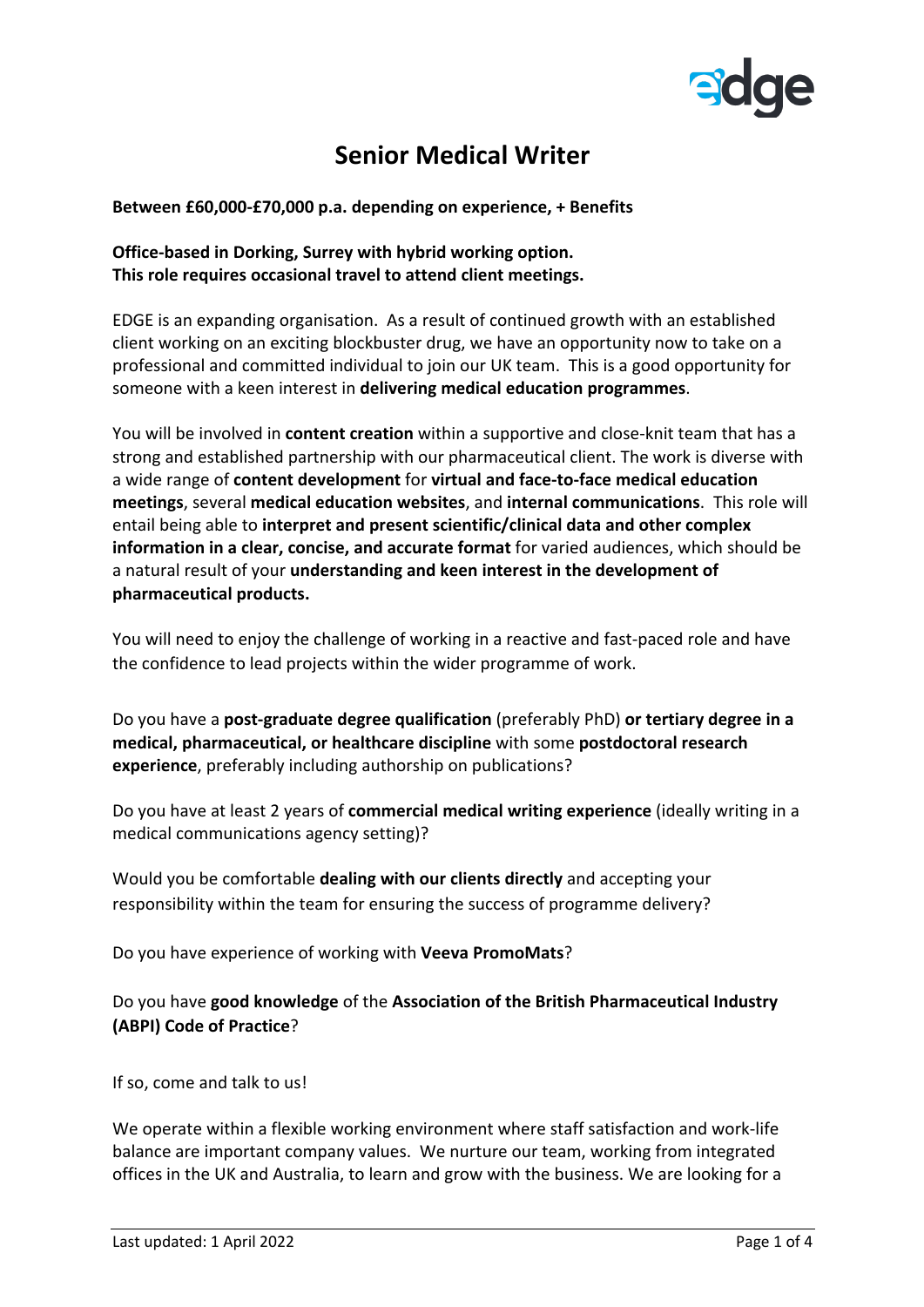# Senior Medical Writer

**Between £60,000-£70,000 p.a. depending on experience, + Benefits**

**Office-based in Dorking, Surrey with hybrid working option.**
**This role requires occasional travel to attend client meetings.**

EDGE is an expanding organisation. As a result of continued growth with an established client working on an exciting blockbuster drug, we have an opportunity now to take on a professional and committed individual to join our UK team. This is a good opportunity for someone with a keen interest in **delivering medical education programmes**.

You will be involved in **content creation** within a supportive and close-knit team that has a strong and established partnership with our pharmaceutical client. The work is diverse with a wide range of **content development** for **virtual and face-to-face medical education meetings**, several **medical education websites**, and **internal communications**. This role will entail being able to **interpret and present scientific/clinical data and other complex information in a clear, concise, and accurate format** for varied audiences, which should be a natural result of your **understanding and keen interest in the development of pharmaceutical products.**

You will need to enjoy the challenge of working in a reactive and fast-paced role and have the confidence to lead projects within the wider programme of work.

Do you have a **post-graduate degree qualification** (preferably PhD) **or tertiary degree in a medical, pharmaceutical, or healthcare discipline** with some **postdoctoral research experience**, preferably including authorship on publications?

Do you have at least 2 years of **commercial medical writing experience** (ideally writing in a medical communications agency setting)?

Would you be comfortable **dealing with our clients directly** and accepting your responsibility within the team for ensuring the success of programme delivery?

Do you have experience of working with **Veeva PromoMats**?

Do you have **good knowledge** of the **Association of the British Pharmaceutical Industry (ABPI) Code of Practice**?

If so, come and talk to us!

We operate within a flexible working environment where staff satisfaction and work-life balance are important company values. We nurture our team, working from integrated offices in the UK and Australia, to learn and grow with the business. We are looking for a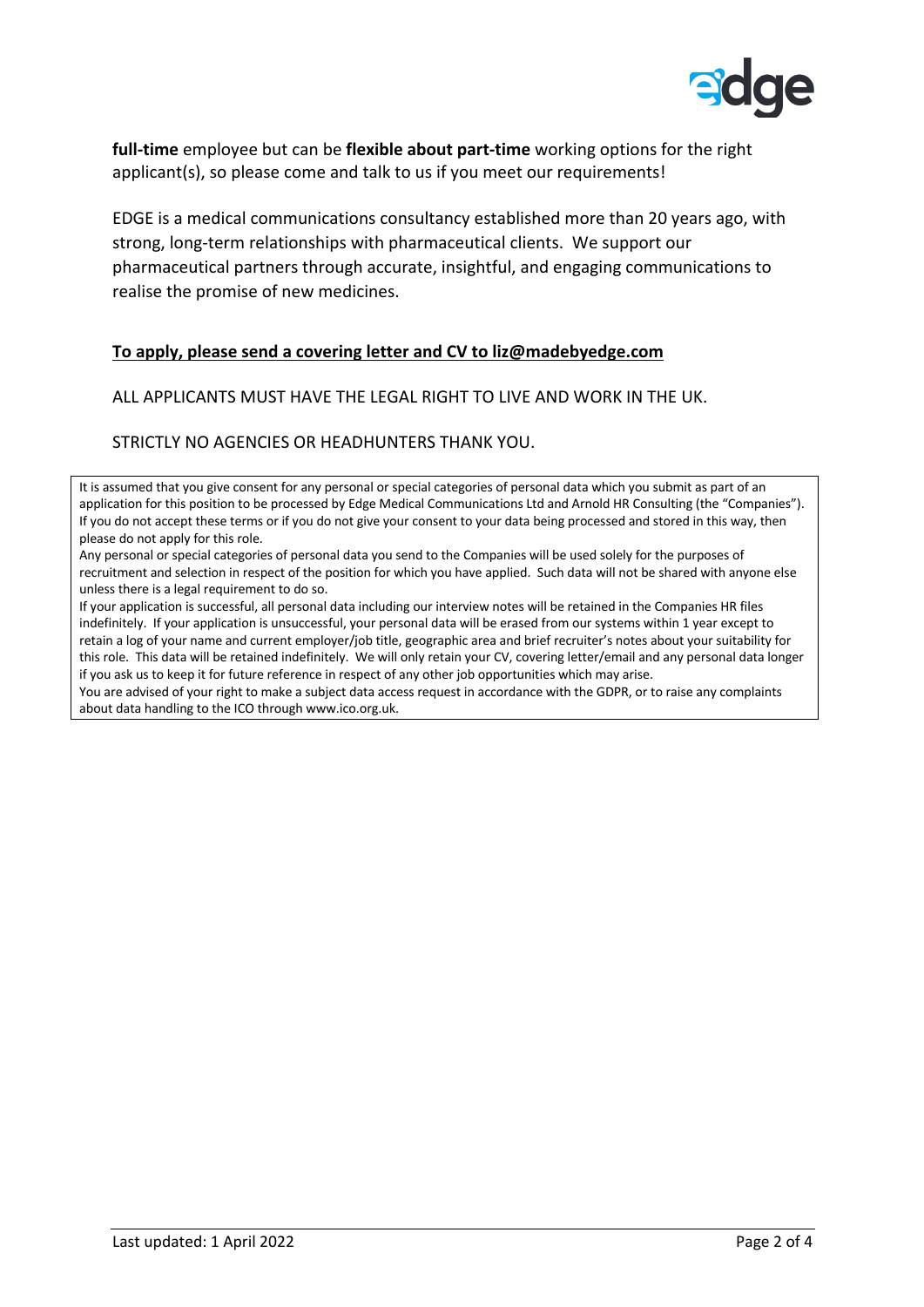**full-time** employee but can be **flexible about part-time** working options for the right applicant(s), so please come and talk to us if you meet our requirements!

EDGE is a medical communications consultancy established more than 20 years ago, with strong, long-term relationships with pharmaceutical clients. We support our pharmaceutical partners through accurate, insightful, and engaging communications to realise the promise of new medicines.

**To apply, please send a covering letter and CV to liz@madebyedge.com**

ALL APPLICANTS MUST HAVE THE LEGAL RIGHT TO LIVE AND WORK IN THE UK.

STRICTLY NO AGENCIES OR HEADHUNTERS THANK YOU.

It is assumed that you give consent for any personal or special categories of personal data which you submit as part of an application for this position to be processed by Edge Medical Communications Ltd and Arnold HR Consulting (the "Companies"). If you do not accept these terms or if you do not give your consent to your data being processed and stored in this way, then please do not apply for this role.

Any personal or special categories of personal data you send to the Companies will be used solely for the purposes of recruitment and selection in respect of the position for which you have applied. Such data will not be shared with anyone else unless there is a legal requirement to do so.

If your application is successful, all personal data including our interview notes will be retained in the Companies HR files indefinitely. If your application is unsuccessful, your personal data will be erased from our systems within 1 year except to retain a log of your name and current employer/job title, geographic area and brief recruiter's notes about your suitability for this role. This data will be retained indefinitely. We will only retain your CV, covering letter/email and any personal data longer if you ask us to keep it for future reference in respect of any other job opportunities which may arise.

You are advised of your right to make a subject data access request in accordance with the GDPR, or to raise any complaints about data handling to the ICO through www.ico.org.uk.

Last updated: 1 April 2022